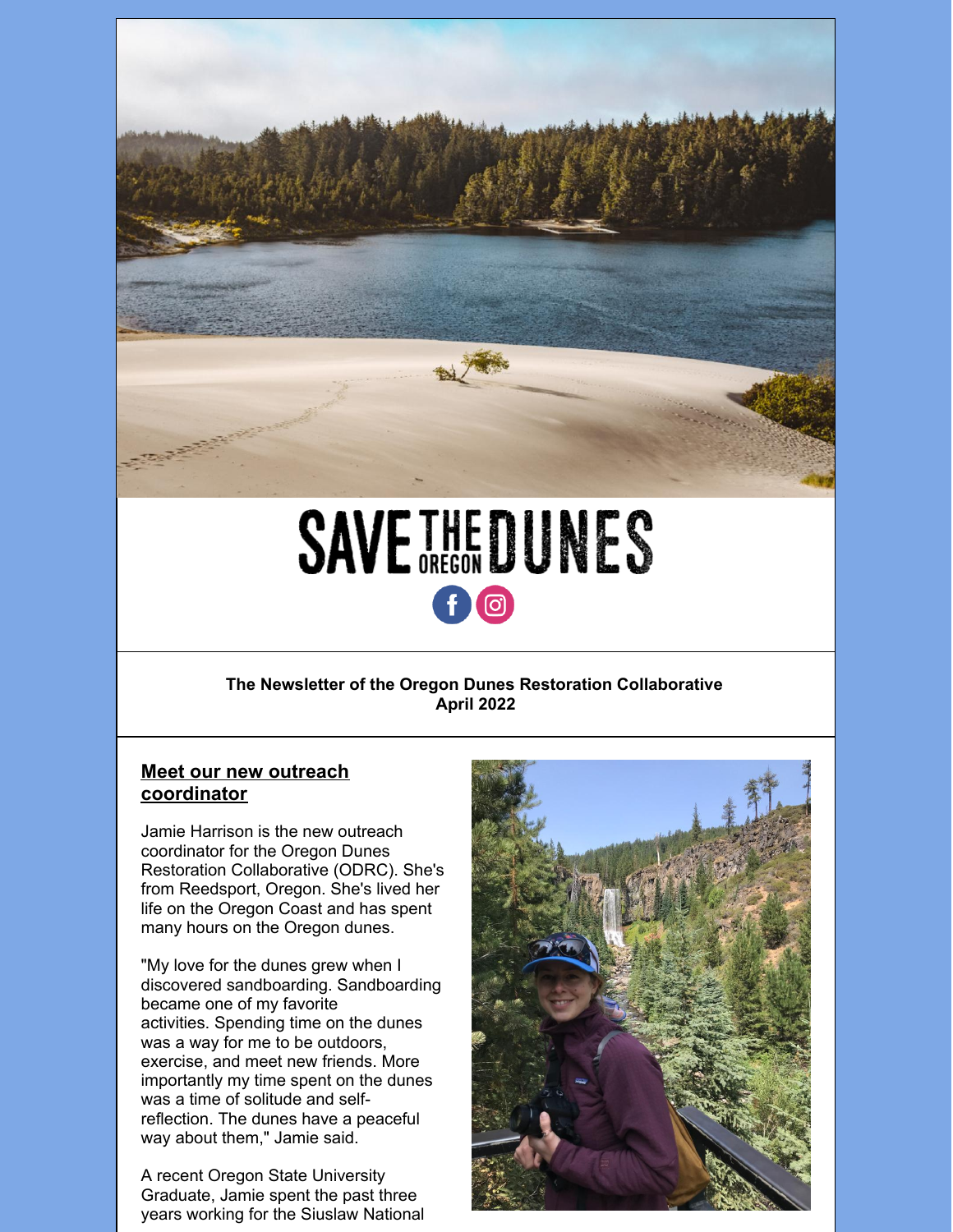# SAVE THE OREGON DUNES

**The Newsletter of the Oregon Dunes Restoration Collaborative**
**April 2022**

## Meet our new outreach coordinator

Jamie Harrison is the new outreach coordinator for the Oregon Dunes Restoration Collaborative (ODRC). She's from Reedsport, Oregon. She's lived her life on the Oregon Coast and has spent many hours on the Oregon dunes.

"My love for the dunes grew when I discovered sandboarding. Sandboarding became one of my favorite activities. Spending time on the dunes was a way for me to be outdoors, exercise, and meet new friends. More importantly my time spent on the dunes was a time of solitude and self-reflection. The dunes have a peaceful way about them," Jamie said.

A recent Oregon State University Graduate, Jamie spent the past three years working for the Siuslaw National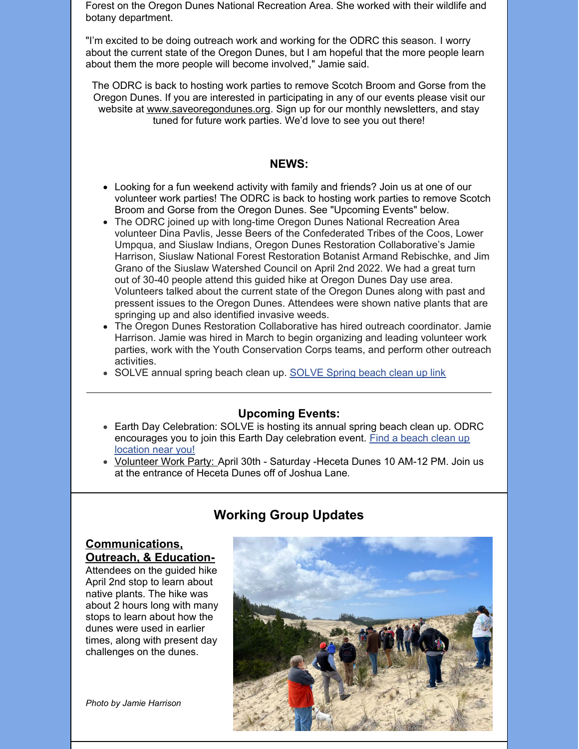Forest on the Oregon Dunes National Recreation Area. She worked with their wildlife and botany department.

"I'm excited to be doing outreach work and working for the ODRC this season. I worry about the current state of the Oregon Dunes, but I am hopeful that the more people learn about them the more people will become involved," Jamie said.

The ODRC is back to hosting work parties to remove Scotch Broom and Gorse from the Oregon Dunes. If you are interested in participating in any of our events please visit our website at www.saveoregondunes.org. Sign up for our monthly newsletters, and stay tuned for future work parties. We'd love to see you out there!

## NEWS:

- Looking for a fun weekend activity with family and friends? Join us at one of our volunteer work parties! The ODRC is back to hosting work parties to remove Scotch Broom and Gorse from the Oregon Dunes. See "Upcoming Events" below.
- The ODRC joined up with long-time Oregon Dunes National Recreation Area volunteer Dina Pavlis, Jesse Beers of the Confederated Tribes of the Coos, Lower Umpqua, and Siuslaw Indians, Oregon Dunes Restoration Collaborative's Jamie Harrison, Siuslaw National Forest Restoration Botanist Armand Rebischke, and Jim Grano of the Siuslaw Watershed Council on April 2nd 2022. We had a great turn out of 30-40 people attend this guided hike at Oregon Dunes Day use area. Volunteers talked about the current state of the Oregon Dunes along with past and pressent issues to the Oregon Dunes. Attendees were shown native plants that are springing up and also identified invasive weeds.
- The Oregon Dunes Restoration Collaborative has hired outreach coordinator. Jamie Harrison. Jamie was hired in March to begin organizing and leading volunteer work parties, work with the Youth Conservation Corps teams, and perform other outreach activities.
- SOLVE annual spring beach clean up. SOLVE Spring beach clean up link

---

## Upcoming Events:

- Earth Day Celebration: SOLVE is hosting its annual spring beach clean up. ODRC encourages you to join this Earth Day celebration event. Find a beach clean up location near you!
- Volunteer Work Party: April 30th - Saturday -Heceta Dunes 10 AM-12 PM. Join us at the entrance of Heceta Dunes off of Joshua Lane.

## Working Group Updates

**Communications, Outreach, & Education-** Attendees on the guided hike April 2nd stop to learn about native plants. The hike was about 2 hours long with many stops to learn about how the dunes were used in earlier times, along with present day challenges on the dunes.

*Photo by Jamie Harrison*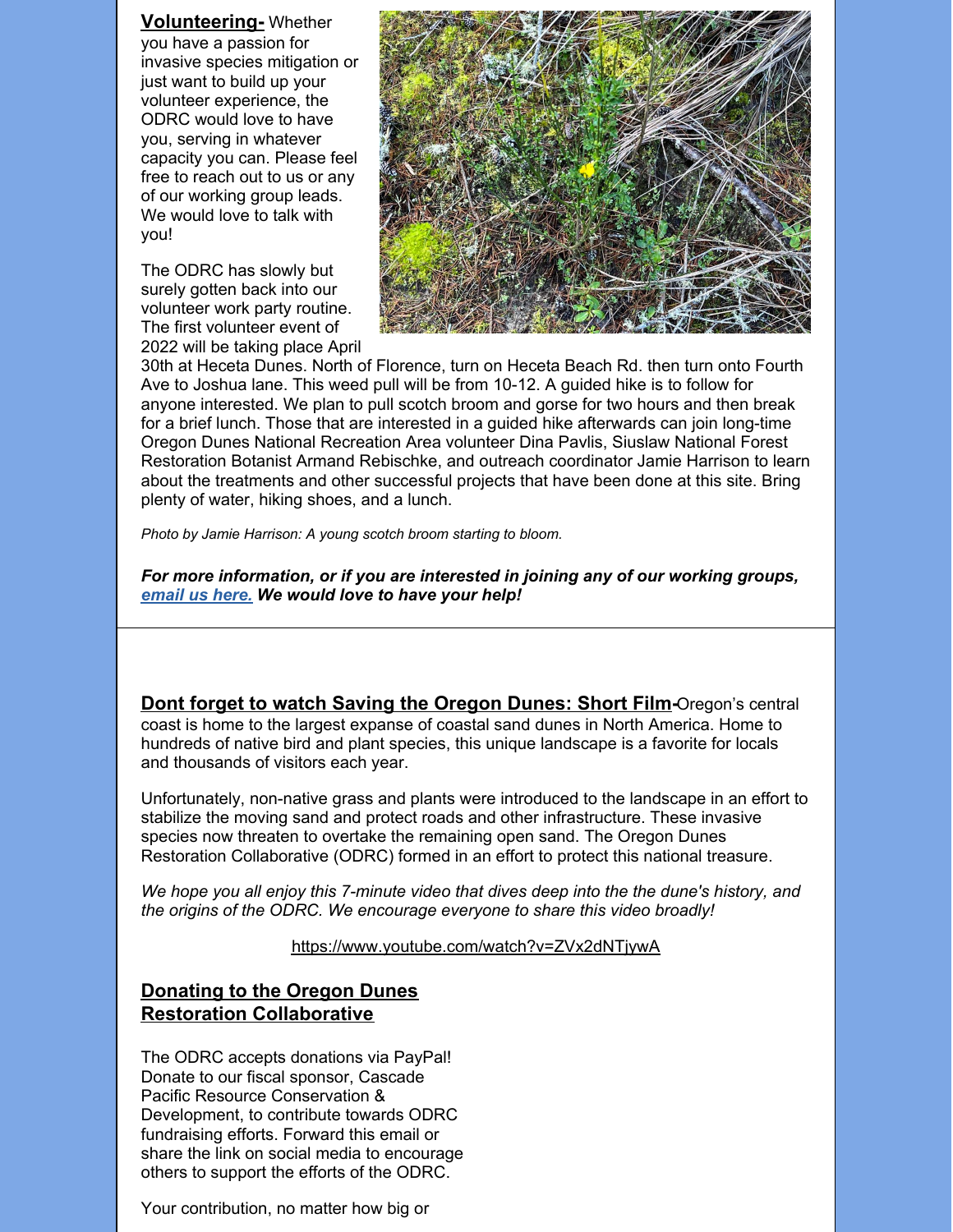**Volunteering-** Whether you have a passion for invasive species mitigation or just want to build up your volunteer experience, the ODRC would love to have you, serving in whatever capacity you can. Please feel free to reach out to us or any of our working group leads. We would love to talk with you!

The ODRC has slowly but surely gotten back into our volunteer work party routine. The first volunteer event of 2022 will be taking place April 30th at Heceta Dunes. North of Florence, turn on Heceta Beach Rd. then turn onto Fourth Ave to Joshua lane. This weed pull will be from 10-12. A guided hike is to follow for anyone interested. We plan to pull scotch broom and gorse for two hours and then break for a brief lunch. Those that are interested in a guided hike afterwards can join long-time Oregon Dunes National Recreation Area volunteer Dina Pavlis, Siuslaw National Forest Restoration Botanist Armand Rebischke, and outreach coordinator Jamie Harrison to learn about the treatments and other successful projects that have been done at this site. Bring plenty of water, hiking shoes, and a lunch.

*Photo by Jamie Harrison: A young scotch broom starting to bloom.*

***For more information, or if you are interested in joining any of our working groups, email us here. We would love to have your help!***

**Dont forget to watch Saving the Oregon Dunes: Short Film-** Oregon's central coast is home to the largest expanse of coastal sand dunes in North America. Home to hundreds of native bird and plant species, this unique landscape is a favorite for locals and thousands of visitors each year.

Unfortunately, non-native grass and plants were introduced to the landscape in an effort to stabilize the moving sand and protect roads and other infrastructure. These invasive species now threaten to overtake the remaining open sand. The Oregon Dunes Restoration Collaborative (ODRC) formed in an effort to protect this national treasure.

*We hope you all enjoy this 7-minute video that dives deep into the the dune's history, and the origins of the ODRC. We encourage everyone to share this video broadly!*

https://www.youtube.com/watch?v=ZVx2dNTjywA

## Donating to the Oregon Dunes Restoration Collaborative

The ODRC accepts donations via PayPal! Donate to our fiscal sponsor, Cascade Pacific Resource Conservation & Development, to contribute towards ODRC fundraising efforts. Forward this email or share the link on social media to encourage others to support the efforts of the ODRC.

Your contribution, no matter how big or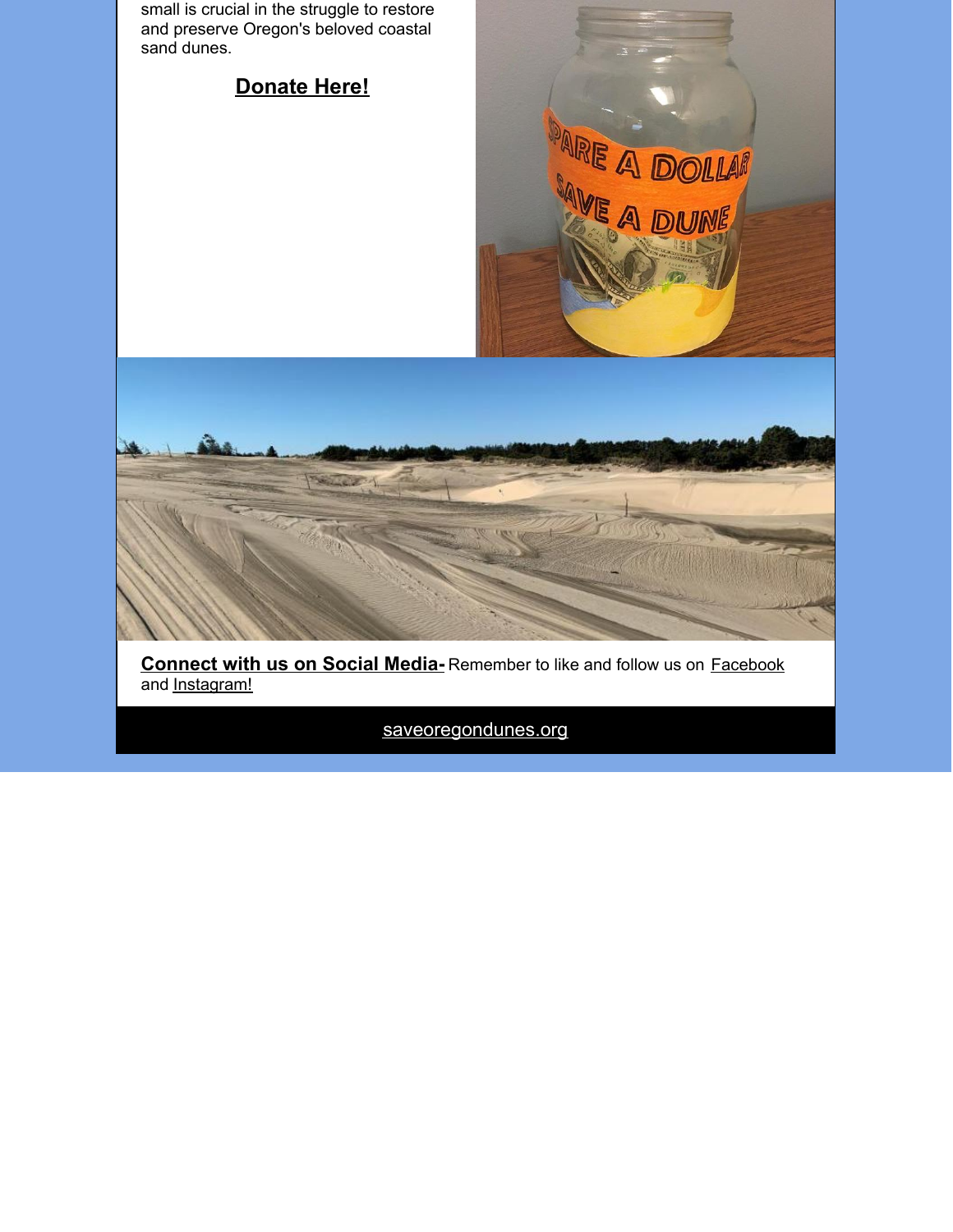small is crucial in the struggle to restore and preserve Oregon's beloved coastal sand dunes.

**Donate Here!**

**Connect with us on Social Media-** Remember to like and follow us on Facebook and Instagram!

saveoregondunes.org